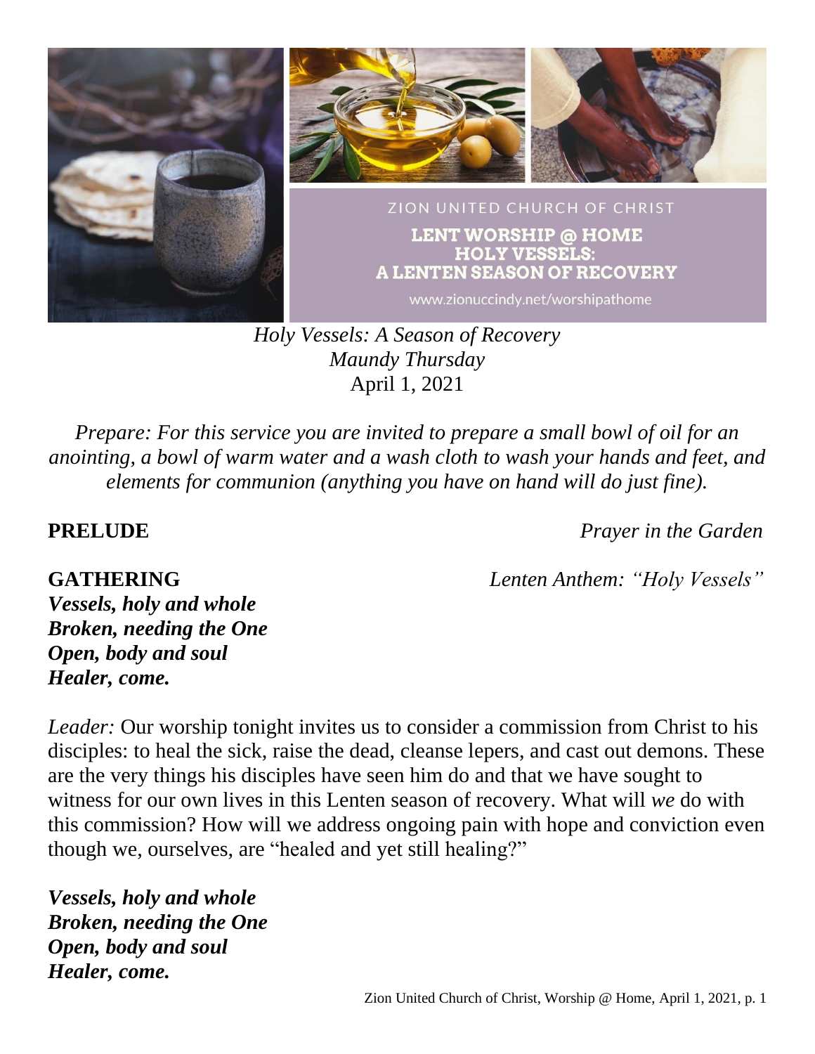ZION UNITED CHURCH OF CHRIST

**LENT WORSHIP @ HOME**
**HOLY VESSELS:**
**A LENTEN SEASON OF RECOVERY**

www.zionuccindy.net/worshipathome

*Holy Vessels: A Season of Recovery*
*Maundy Thursday*
April 1, 2021

*Prepare: For this service you are invited to prepare a small bowl of oil for an anointing, a bowl of warm water and a wash cloth to wash your hands and feet, and elements for communion (anything you have on hand will do just fine).*

**PRELUDE** *Prayer in the Garden*

**GATHERING** *Lenten Anthem: "Holy Vessels"*

***Vessels, holy and whole***
***Broken, needing the One***
***Open, body and soul***
***Healer, come.***

*Leader:* Our worship tonight invites us to consider a commission from Christ to his disciples: to heal the sick, raise the dead, cleanse lepers, and cast out demons. These are the very things his disciples have seen him do and that we have sought to witness for our own lives in this Lenten season of recovery. What will *we* do with this commission? How will we address ongoing pain with hope and conviction even though we, ourselves, are "healed and yet still healing?"

***Vessels, holy and whole***
***Broken, needing the One***
***Open, body and soul***
***Healer, come.***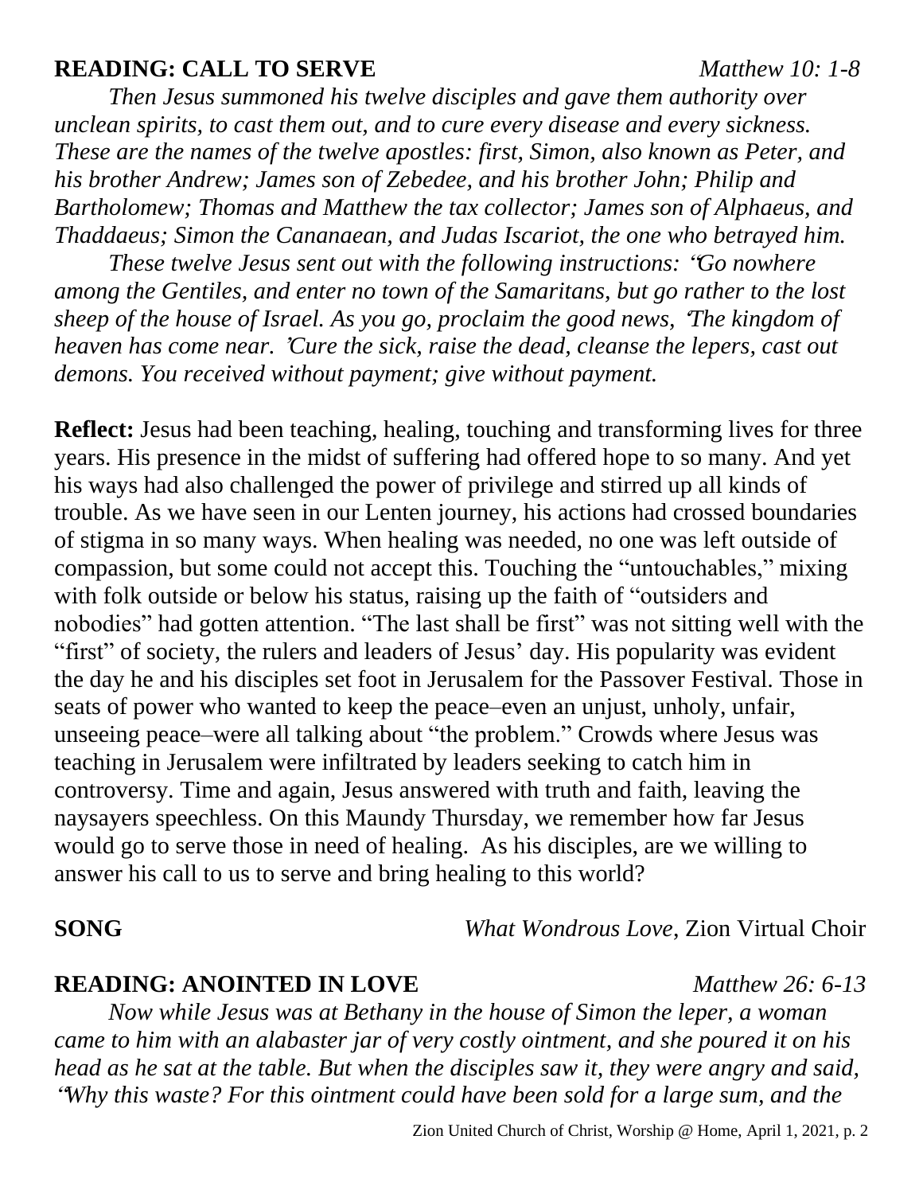**READING: CALL TO SERVE** *Matthew 10: 1-8*

*Then Jesus summoned his twelve disciples and gave them authority over unclean spirits, to cast them out, and to cure every disease and every sickness. These are the names of the twelve apostles: first, Simon, also known as Peter, and his brother Andrew; James son of Zebedee, and his brother John; Philip and Bartholomew; Thomas and Matthew the tax collector; James son of Alphaeus, and Thaddaeus; Simon the Cananaean, and Judas Iscariot, the one who betrayed him.*

*These twelve Jesus sent out with the following instructions: "Go nowhere among the Gentiles, and enter no town of the Samaritans, but go rather to the lost sheep of the house of Israel. As you go, proclaim the good news, 'The kingdom of heaven has come near.' Cure the sick, raise the dead, cleanse the lepers, cast out demons. You received without payment; give without payment.*

**Reflect:** Jesus had been teaching, healing, touching and transforming lives for three years. His presence in the midst of suffering had offered hope to so many. And yet his ways had also challenged the power of privilege and stirred up all kinds of trouble. As we have seen in our Lenten journey, his actions had crossed boundaries of stigma in so many ways. When healing was needed, no one was left outside of compassion, but some could not accept this. Touching the "untouchables," mixing with folk outside or below his status, raising up the faith of "outsiders and nobodies" had gotten attention. "The last shall be first" was not sitting well with the "first" of society, the rulers and leaders of Jesus' day. His popularity was evident the day he and his disciples set foot in Jerusalem for the Passover Festival. Those in seats of power who wanted to keep the peace–even an unjust, unholy, unfair, unseeing peace–were all talking about "the problem." Crowds where Jesus was teaching in Jerusalem were infiltrated by leaders seeking to catch him in controversy. Time and again, Jesus answered with truth and faith, leaving the naysayers speechless. On this Maundy Thursday, we remember how far Jesus would go to serve those in need of healing. As his disciples, are we willing to answer his call to us to serve and bring healing to this world?

**SONG** *What Wondrous Love*, Zion Virtual Choir

**READING: ANOINTED IN LOVE** *Matthew 26: 6-13*

*Now while Jesus was at Bethany in the house of Simon the leper, a woman came to him with an alabaster jar of very costly ointment, and she poured it on his head as he sat at the table. But when the disciples saw it, they were angry and said, "Why this waste? For this ointment could have been sold for a large sum, and the*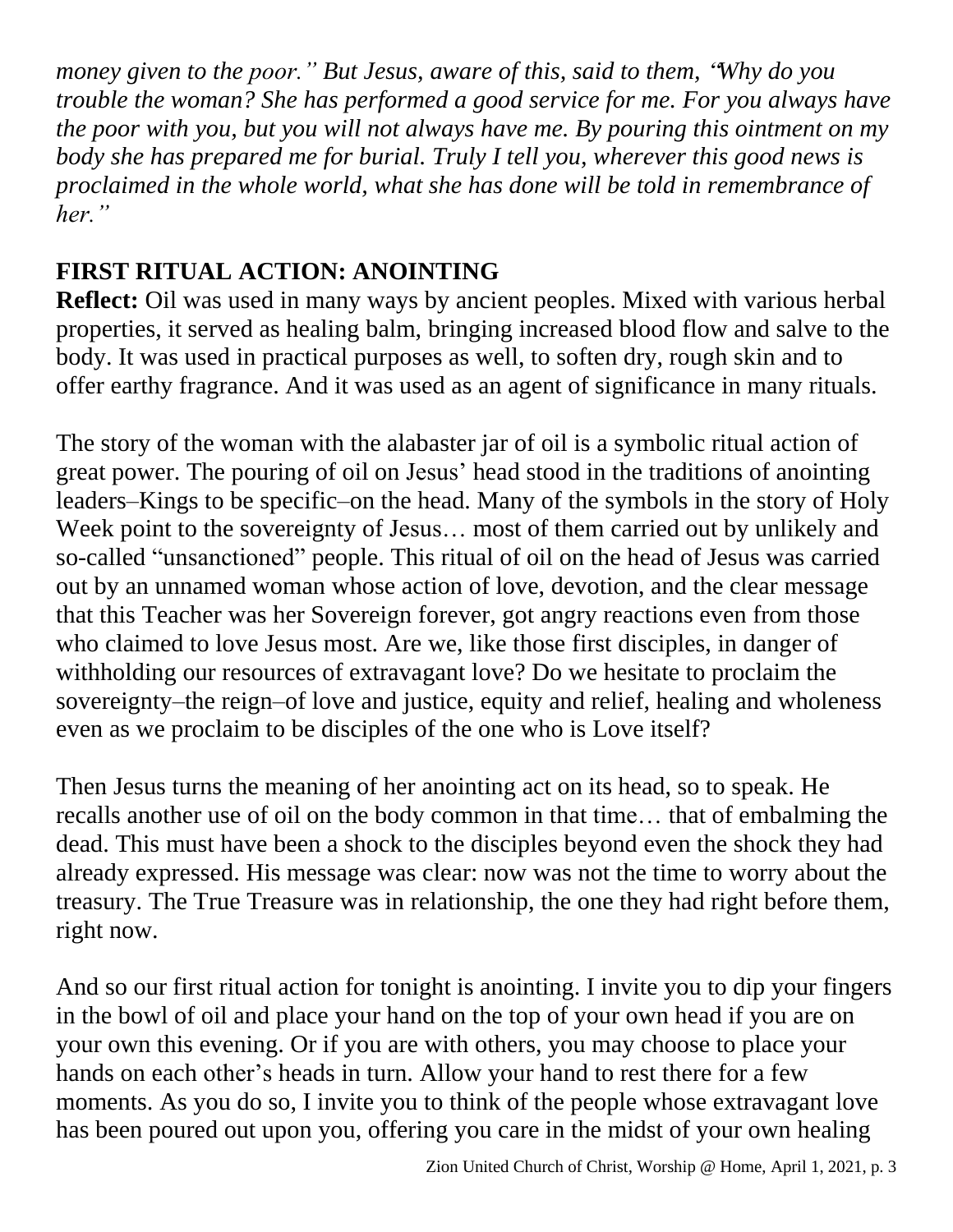*money given to the poor." But Jesus, aware of this, said to them, "Why do you trouble the woman? She has performed a good service for me. For you always have the poor with you, but you will not always have me. By pouring this ointment on my body she has prepared me for burial. Truly I tell you, wherever this good news is proclaimed in the whole world, what she has done will be told in remembrance of her."*

## FIRST RITUAL ACTION: ANOINTING

**Reflect:** Oil was used in many ways by ancient peoples. Mixed with various herbal properties, it served as healing balm, bringing increased blood flow and salve to the body. It was used in practical purposes as well, to soften dry, rough skin and to offer earthy fragrance. And it was used as an agent of significance in many rituals.

The story of the woman with the alabaster jar of oil is a symbolic ritual action of great power. The pouring of oil on Jesus' head stood in the traditions of anointing leaders–Kings to be specific–on the head. Many of the symbols in the story of Holy Week point to the sovereignty of Jesus… most of them carried out by unlikely and so-called "unsanctioned" people. This ritual of oil on the head of Jesus was carried out by an unnamed woman whose action of love, devotion, and the clear message that this Teacher was her Sovereign forever, got angry reactions even from those who claimed to love Jesus most. Are we, like those first disciples, in danger of withholding our resources of extravagant love? Do we hesitate to proclaim the sovereignty–the reign–of love and justice, equity and relief, healing and wholeness even as we proclaim to be disciples of the one who is Love itself?

Then Jesus turns the meaning of her anointing act on its head, so to speak. He recalls another use of oil on the body common in that time… that of embalming the dead. This must have been a shock to the disciples beyond even the shock they had already expressed. His message was clear: now was not the time to worry about the treasury. The True Treasure was in relationship, the one they had right before them, right now.

And so our first ritual action for tonight is anointing. I invite you to dip your fingers in the bowl of oil and place your hand on the top of your own head if you are on your own this evening. Or if you are with others, you may choose to place your hands on each other's heads in turn. Allow your hand to rest there for a few moments. As you do so, I invite you to think of the people whose extravagant love has been poured out upon you, offering you care in the midst of your own healing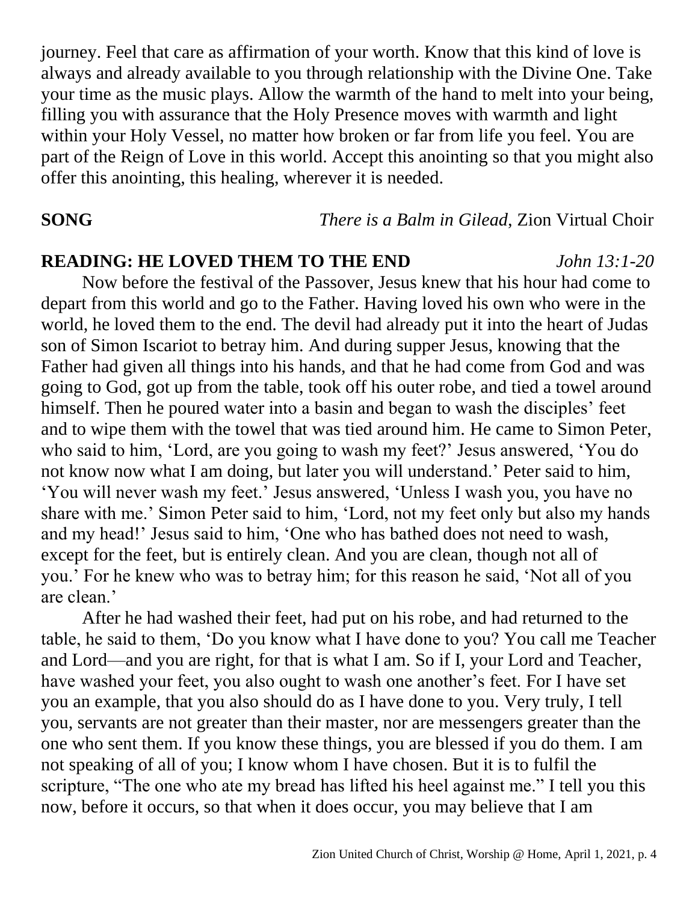journey. Feel that care as affirmation of your worth. Know that this kind of love is always and already available to you through relationship with the Divine One. Take your time as the music plays. Allow the warmth of the hand to melt into your being, filling you with assurance that the Holy Presence moves with warmth and light within your Holy Vessel, no matter how broken or far from life you feel. You are part of the Reign of Love in this world. Accept this anointing so that you might also offer this anointing, this healing, wherever it is needed.

**SONG** *There is a Balm in Gilead*, Zion Virtual Choir

**READING: HE LOVED THEM TO THE END** *John 13:1-20*

Now before the festival of the Passover, Jesus knew that his hour had come to depart from this world and go to the Father. Having loved his own who were in the world, he loved them to the end. The devil had already put it into the heart of Judas son of Simon Iscariot to betray him. And during supper Jesus, knowing that the Father had given all things into his hands, and that he had come from God and was going to God, got up from the table, took off his outer robe, and tied a towel around himself. Then he poured water into a basin and began to wash the disciples' feet and to wipe them with the towel that was tied around him. He came to Simon Peter, who said to him, 'Lord, are you going to wash my feet?' Jesus answered, 'You do not know now what I am doing, but later you will understand.' Peter said to him, 'You will never wash my feet.' Jesus answered, 'Unless I wash you, you have no share with me.' Simon Peter said to him, 'Lord, not my feet only but also my hands and my head!' Jesus said to him, 'One who has bathed does not need to wash, except for the feet, but is entirely clean. And you are clean, though not all of you.' For he knew who was to betray him; for this reason he said, 'Not all of you are clean.'

After he had washed their feet, had put on his robe, and had returned to the table, he said to them, 'Do you know what I have done to you? You call me Teacher and Lord—and you are right, for that is what I am. So if I, your Lord and Teacher, have washed your feet, you also ought to wash one another's feet. For I have set you an example, that you also should do as I have done to you. Very truly, I tell you, servants are not greater than their master, nor are messengers greater than the one who sent them. If you know these things, you are blessed if you do them. I am not speaking of all of you; I know whom I have chosen. But it is to fulfil the scripture, "The one who ate my bread has lifted his heel against me." I tell you this now, before it occurs, so that when it does occur, you may believe that I am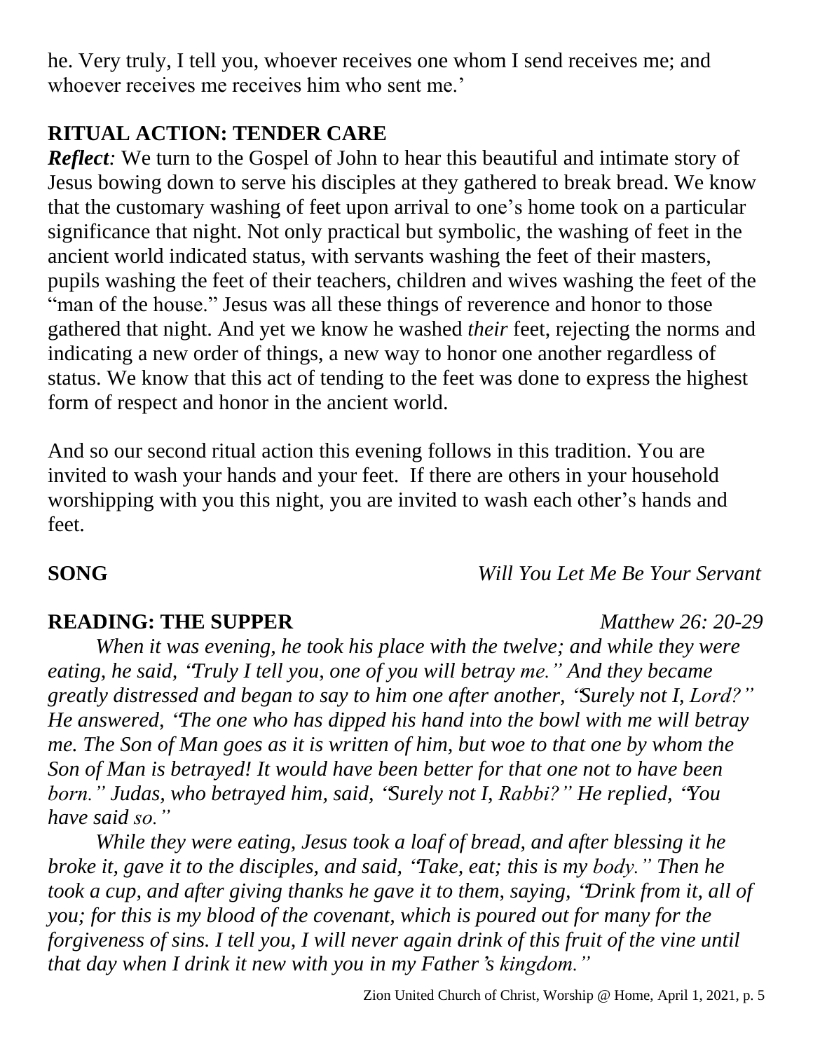he. Very truly, I tell you, whoever receives one whom I send receives me; and whoever receives me receives him who sent me.'

**RITUAL ACTION: TENDER CARE**

***Reflect***: We turn to the Gospel of John to hear this beautiful and intimate story of Jesus bowing down to serve his disciples at they gathered to break bread. We know that the customary washing of feet upon arrival to one's home took on a particular significance that night. Not only practical but symbolic, the washing of feet in the ancient world indicated status, with servants washing the feet of their masters, pupils washing the feet of their teachers, children and wives washing the feet of the "man of the house." Jesus was all these things of reverence and honor to those gathered that night. And yet we know he washed *their* feet, rejecting the norms and indicating a new order of things, a new way to honor one another regardless of status. We know that this act of tending to the feet was done to express the highest form of respect and honor in the ancient world.

And so our second ritual action this evening follows in this tradition. You are invited to wash your hands and your feet. If there are others in your household worshipping with you this night, you are invited to wash each other's hands and feet.

**SONG** *Will You Let Me Be Your Servant*

**READING: THE SUPPER** *Matthew 26: 20-29*

*When it was evening, he took his place with the twelve; and while they were eating, he said, "Truly I tell you, one of you will betray me." And they became greatly distressed and began to say to him one after another, "Surely not I, Lord?" He answered, "The one who has dipped his hand into the bowl with me will betray me. The Son of Man goes as it is written of him, but woe to that one by whom the Son of Man is betrayed! It would have been better for that one not to have been born." Judas, who betrayed him, said, "Surely not I, Rabbi?" He replied, "You have said so."*

*While they were eating, Jesus took a loaf of bread, and after blessing it he broke it, gave it to the disciples, and said, "Take, eat; this is my body." Then he took a cup, and after giving thanks he gave it to them, saying, "Drink from it, all of you; for this is my blood of the covenant, which is poured out for many for the forgiveness of sins. I tell you, I will never again drink of this fruit of the vine until that day when I drink it new with you in my Father's kingdom."*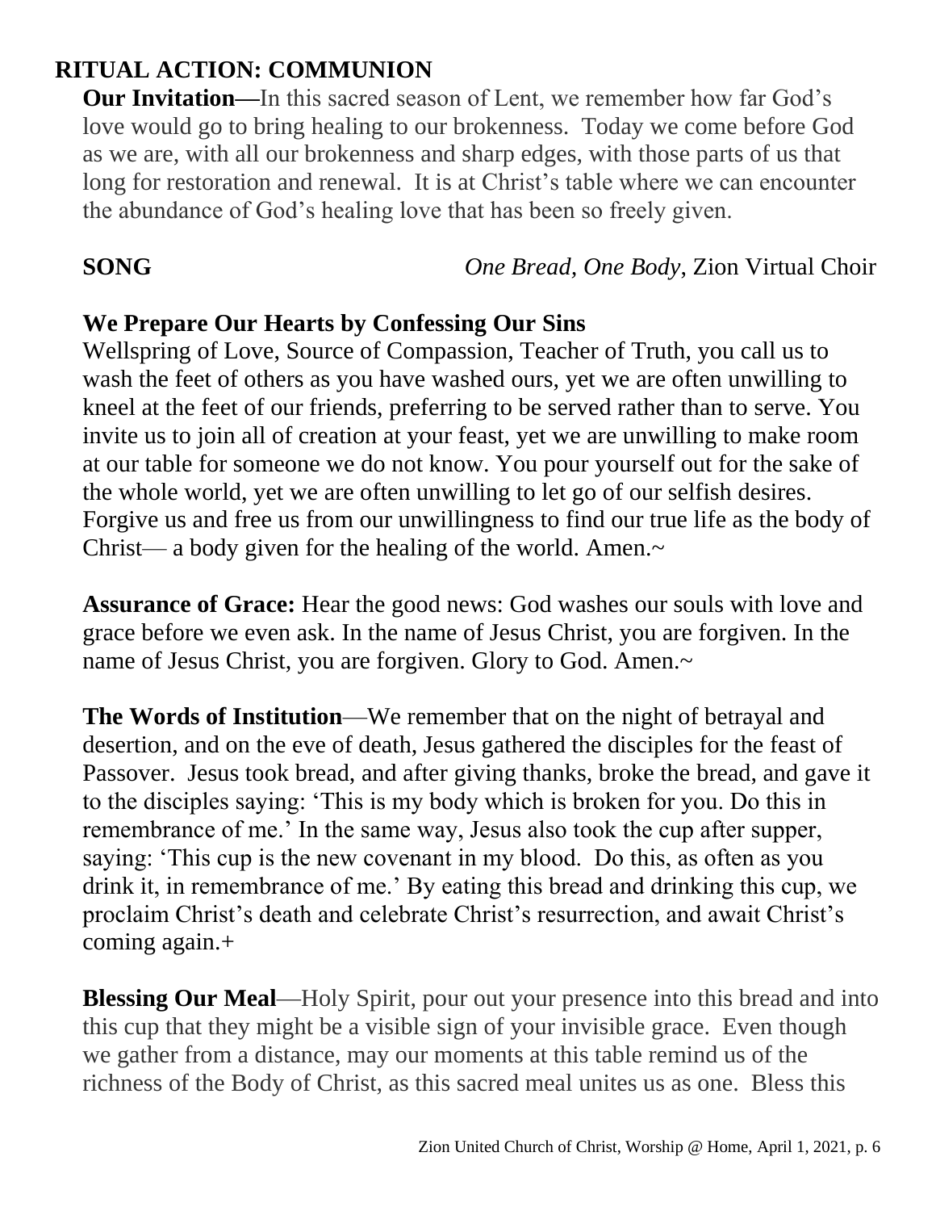## RITUAL ACTION: COMMUNION

**Our Invitation—**In this sacred season of Lent, we remember how far God's love would go to bring healing to our brokenness. Today we come before God as we are, with all our brokenness and sharp edges, with those parts of us that long for restoration and renewal. It is at Christ's table where we can encounter the abundance of God's healing love that has been so freely given.

**SONG** *One Bread, One Body,* Zion Virtual Choir

**We Prepare Our Hearts by Confessing Our Sins**

Wellspring of Love, Source of Compassion, Teacher of Truth, you call us to wash the feet of others as you have washed ours, yet we are often unwilling to kneel at the feet of our friends, preferring to be served rather than to serve. You invite us to join all of creation at your feast, yet we are unwilling to make room at our table for someone we do not know. You pour yourself out for the sake of the whole world, yet we are often unwilling to let go of our selfish desires. Forgive us and free us from our unwillingness to find our true life as the body of Christ— a body given for the healing of the world. Amen.~

**Assurance of Grace:** Hear the good news: God washes our souls with love and grace before we even ask. In the name of Jesus Christ, you are forgiven. In the name of Jesus Christ, you are forgiven. Glory to God. Amen.~

**The Words of Institution**—We remember that on the night of betrayal and desertion, and on the eve of death, Jesus gathered the disciples for the feast of Passover. Jesus took bread, and after giving thanks, broke the bread, and gave it to the disciples saying: 'This is my body which is broken for you. Do this in remembrance of me.' In the same way, Jesus also took the cup after supper, saying: 'This cup is the new covenant in my blood. Do this, as often as you drink it, in remembrance of me.' By eating this bread and drinking this cup, we proclaim Christ's death and celebrate Christ's resurrection, and await Christ's coming again.+

**Blessing Our Meal**—Holy Spirit, pour out your presence into this bread and into this cup that they might be a visible sign of your invisible grace. Even though we gather from a distance, may our moments at this table remind us of the richness of the Body of Christ, as this sacred meal unites us as one. Bless this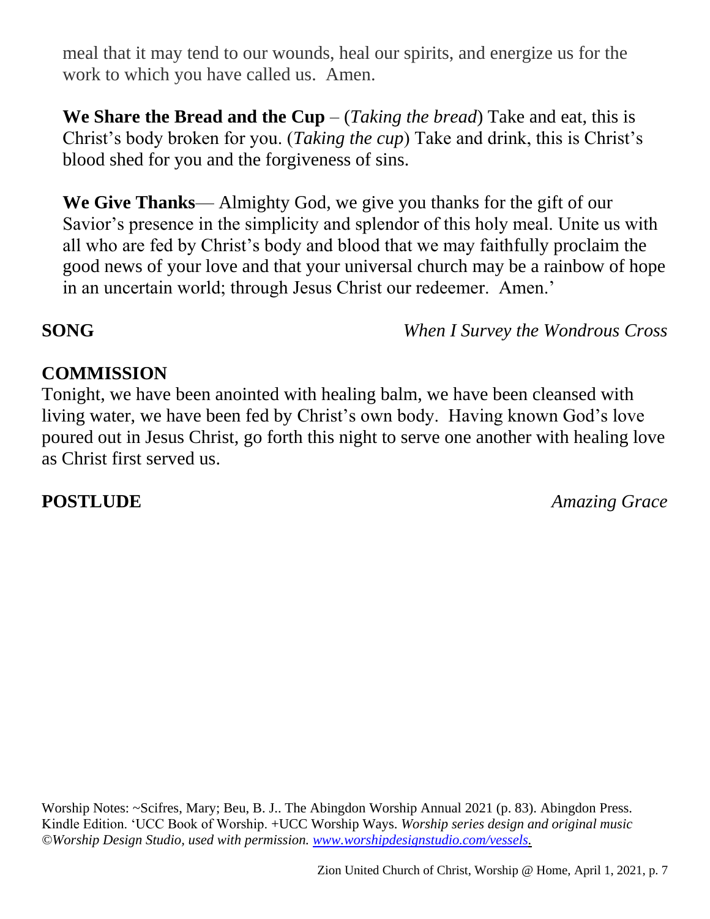meal that it may tend to our wounds, heal our spirits, and energize us for the work to which you have called us.  Amen.

**We Share the Bread and the Cup** – (*Taking the bread*) Take and eat, this is Christ's body broken for you. (*Taking the cup*) Take and drink, this is Christ's blood shed for you and the forgiveness of sins.

**We Give Thanks**— Almighty God, we give you thanks for the gift of our Savior's presence in the simplicity and splendor of this holy meal. Unite us with all who are fed by Christ's body and blood that we may faithfully proclaim the good news of your love and that your universal church may be a rainbow of hope in an uncertain world; through Jesus Christ our redeemer.  Amen.'

**SONG** *When I Survey the Wondrous Cross*

**COMMISSION**

Tonight, we have been anointed with healing balm, we have been cleansed with living water, we have been fed by Christ's own body.  Having known God's love poured out in Jesus Christ, go forth this night to serve one another with healing love as Christ first served us.

**POSTLUDE** *Amazing Grace*

Worship Notes: ~Scifres, Mary; Beu, B. J.. The Abingdon Worship Annual 2021 (p. 83). Abingdon Press. Kindle Edition. 'UCC Book of Worship. +UCC Worship Ways. *Worship series design and original music ©Worship Design Studio, used with permission. www.worshipdesignstudio.com/vessels.*